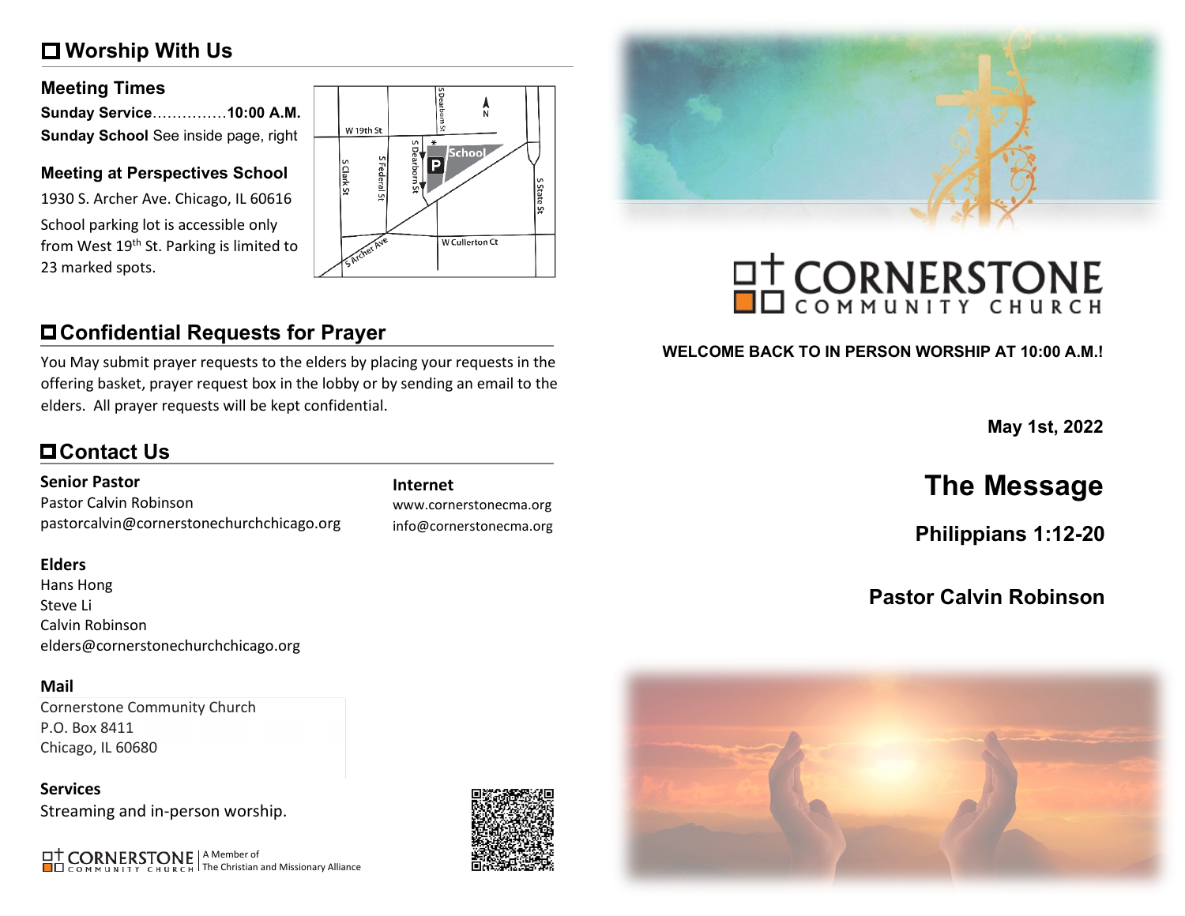## Worship With Us

### Meeting Times

**Sunday Service**...............**10:00 A.M.**
**Sunday School** See inside page, right

### Meeting at Perspectives School

1930 S. Archer Ave. Chicago, IL 60616

School parking lot is accessible only from West 19th St. Parking is limited to 23 marked spots.

## Confidential Requests for Prayer

You May submit prayer requests to the elders by placing your requests in the offering basket, prayer request box in the lobby or by sending an email to the elders. All prayer requests will be kept confidential.

## Contact Us

**Senior Pastor**
Pastor Calvin Robinson
pastorcalvin@cornerstonechurchchicago.org

**Internet**
www.cornerstonecma.org
info@cornerstonecma.org

**Elders**
Hans Hong
Steve Li
Calvin Robinson
elders@cornerstonechurchchicago.org

**Mail**
Cornerstone Community Church
P.O. Box 8411
Chicago, IL 60680

**Services**
Streaming and in-person worship.

CORNERSTONE COMMUNITY CHURCH | A Member of The Christian and Missionary Alliance

# CORNERSTONE COMMUNITY CHURCH

**WELCOME BACK TO IN PERSON WORSHIP AT 10:00 A.M.!**

**May 1st, 2022**

## The Message

### Philippians 1:12-20

### Pastor Calvin Robinson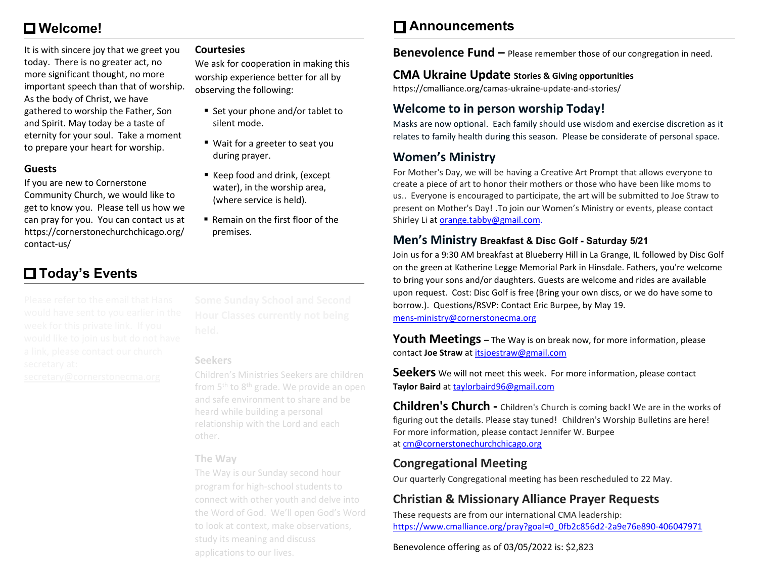## ☐ Welcome!

It is with sincere joy that we greet you today. There is no greater act, no more significant thought, no more important speech than that of worship. As the body of Christ, we have gathered to worship the Father, Son and Spirit. May today be a taste of eternity for your soul. Take a moment to prepare your heart for worship.

### Guests

If you are new to Cornerstone Community Church, we would like to get to know you. Please tell us how we can pray for you. You can contact us at https://cornerstonechurchchicago.org/contact-us/

### Courtesies

We ask for cooperation in making this worship experience better for all by observing the following:

- Set your phone and/or tablet to silent mode.
- Wait for a greeter to seat you during prayer.
- Keep food and drink, (except water), in the worship area, (where service is held).
- Remain on the first floor of the premises.

## ☐ Today's Events

Please refer to the email that Hans would have sent to you earlier in the week for this private link. If you would like to join us but do not have a link, please contact our church secretary at: secretary@cornerstonecma.org

**Some Sunday School and Second Hour Classes currently not being held.**

### Seekers

Children's Ministries Seekers are children from 5th to 8th grade. We provide an open and safe environment to share and be heard while building a personal relationship with the Lord and each other.

### The Way

The Way is our Sunday second hour program for high-school students to connect with other youth and delve into the Word of God. We'll open God's Word to look at context, make observations, study its meaning and discuss applications to our lives.

## ☐ Announcements

**Benevolence Fund –** Please remember those of our congregation in need.

**CMA Ukraine Update** **Stories & Giving opportunities**
https://cmalliance.org/camas-ukraine-update-and-stories/

### Welcome to in person worship Today!

Masks are now optional. Each family should use wisdom and exercise discretion as it relates to family health during this season. Please be considerate of personal space.

### Women's Ministry

For Mother's Day, we will be having a Creative Art Prompt that allows everyone to create a piece of art to honor their mothers or those who have been like moms to us.. Everyone is encouraged to participate, the art will be submitted to Joe Straw to present on Mother's Day! .To join our Women's Ministry or events, please contact Shirley Li at orange.tabby@gmail.com.

### Men's Ministry **Breakfast & Disc Golf - Saturday 5/21**

Join us for a 9:30 AM breakfast at Blueberry Hill in La Grange, IL followed by Disc Golf on the green at Katherine Legge Memorial Park in Hinsdale. Fathers, you're welcome to bring your sons and/or daughters. Guests are welcome and rides are available upon request. Cost: Disc Golf is free (Bring your own discs, or we do have some to borrow.). Questions/RSVP: Contact Eric Burpee, by May 19.
mens-ministry@cornerstonecma.org

**Youth Meetings –** The Way is on break now, for more information, please contact **Joe Straw** at itsjoestraw@gmail.com

**Seekers** We will not meet this week. For more information, please contact **Taylor Baird** at taylorbaird96@gmail.com

**Children's Church -** Children's Church is coming back! We are in the works of figuring out the details. Please stay tuned! Children's Worship Bulletins are here! For more information, please contact Jennifer W. Burpee at cm@cornerstonechurchchicago.org

### Congregational Meeting

Our quarterly Congregational meeting has been rescheduled to 22 May.

### Christian & Missionary Alliance Prayer Requests

These requests are from our international CMA leadership:
https://www.cmalliance.org/pray?goal=0_0fb2c856d2-2a9e76e890-406047971

Benevolence offering as of 03/05/2022 is: $2,823